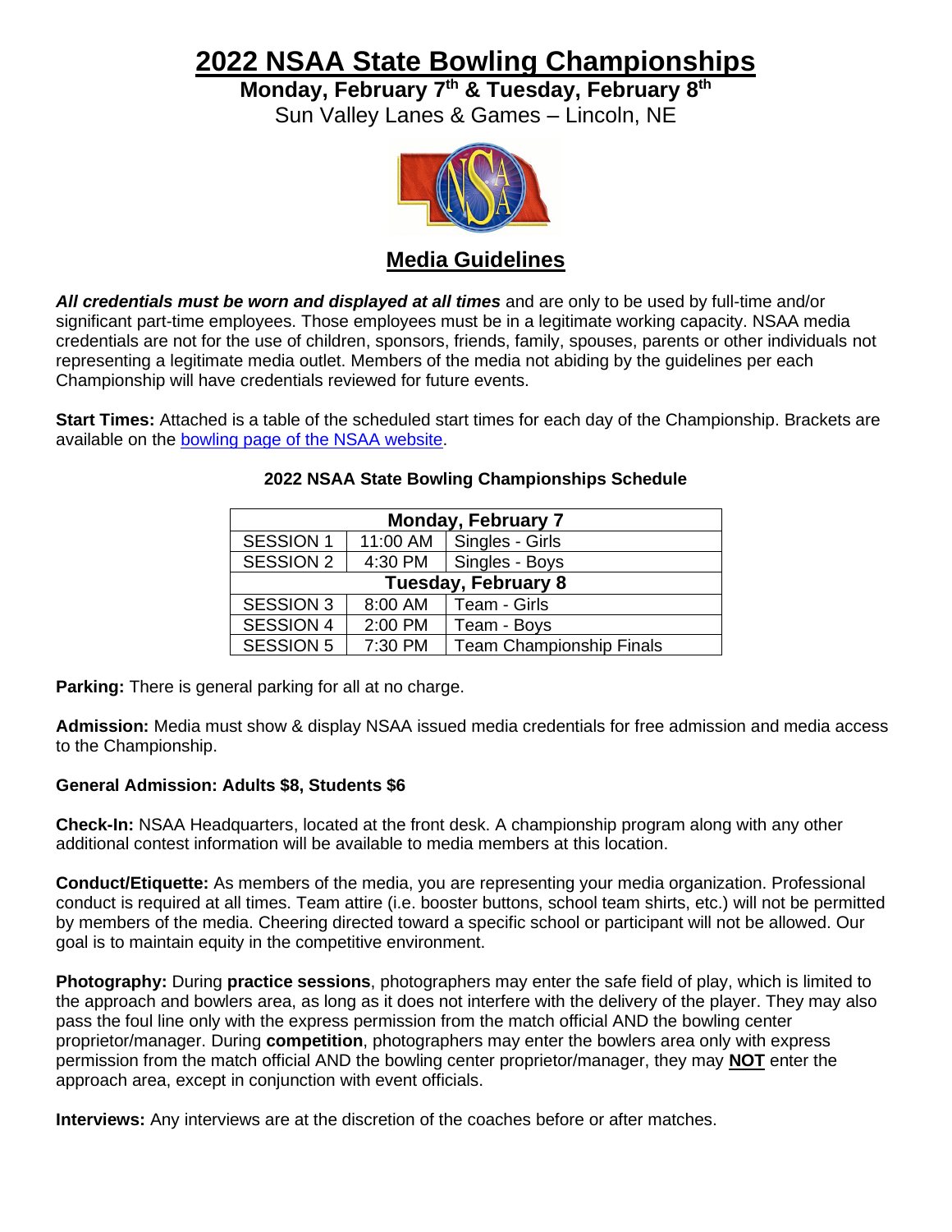# 2022 NSAA State Bowling Championships

**Monday, February 7th & Tuesday, February 8th**

Sun Valley Lanes & Games – Lincoln, NE

## Media Guidelines

***All credentials must be worn and displayed at all times*** and are only to be used by full-time and/or significant part-time employees. Those employees must be in a legitimate working capacity. NSAA media credentials are not for the use of children, sponsors, friends, family, spouses, parents or other individuals not representing a legitimate media outlet. Members of the media not abiding by the guidelines per each Championship will have credentials reviewed for future events.

**Start Times:** Attached is a table of the scheduled start times for each day of the Championship. Brackets are available on the bowling page of the NSAA website.

**2022 NSAA State Bowling Championships Schedule**

| Monday, February 7 | | |
|---|---|---|
| SESSION 1 | 11:00 AM | Singles - Girls |
| SESSION 2 | 4:30 PM | Singles - Boys |
| **Tuesday, February 8** | | |
| SESSION 3 | 8:00 AM | Team - Girls |
| SESSION 4 | 2:00 PM | Team - Boys |
| SESSION 5 | 7:30 PM | Team Championship Finals |

**Parking:** There is general parking for all at no charge.

**Admission:** Media must show & display NSAA issued media credentials for free admission and media access to the Championship.

**General Admission: Adults $8, Students $6**

**Check-In:** NSAA Headquarters, located at the front desk. A championship program along with any other additional contest information will be available to media members at this location.

**Conduct/Etiquette:** As members of the media, you are representing your media organization. Professional conduct is required at all times. Team attire (i.e. booster buttons, school team shirts, etc.) will not be permitted by members of the media. Cheering directed toward a specific school or participant will not be allowed. Our goal is to maintain equity in the competitive environment.

**Photography:** During **practice sessions**, photographers may enter the safe field of play, which is limited to the approach and bowlers area, as long as it does not interfere with the delivery of the player. They may also pass the foul line only with the express permission from the match official AND the bowling center proprietor/manager. During **competition**, photographers may enter the bowlers area only with express permission from the match official AND the bowling center proprietor/manager, they may **NOT** enter the approach area, except in conjunction with event officials.

**Interviews:** Any interviews are at the discretion of the coaches before or after matches.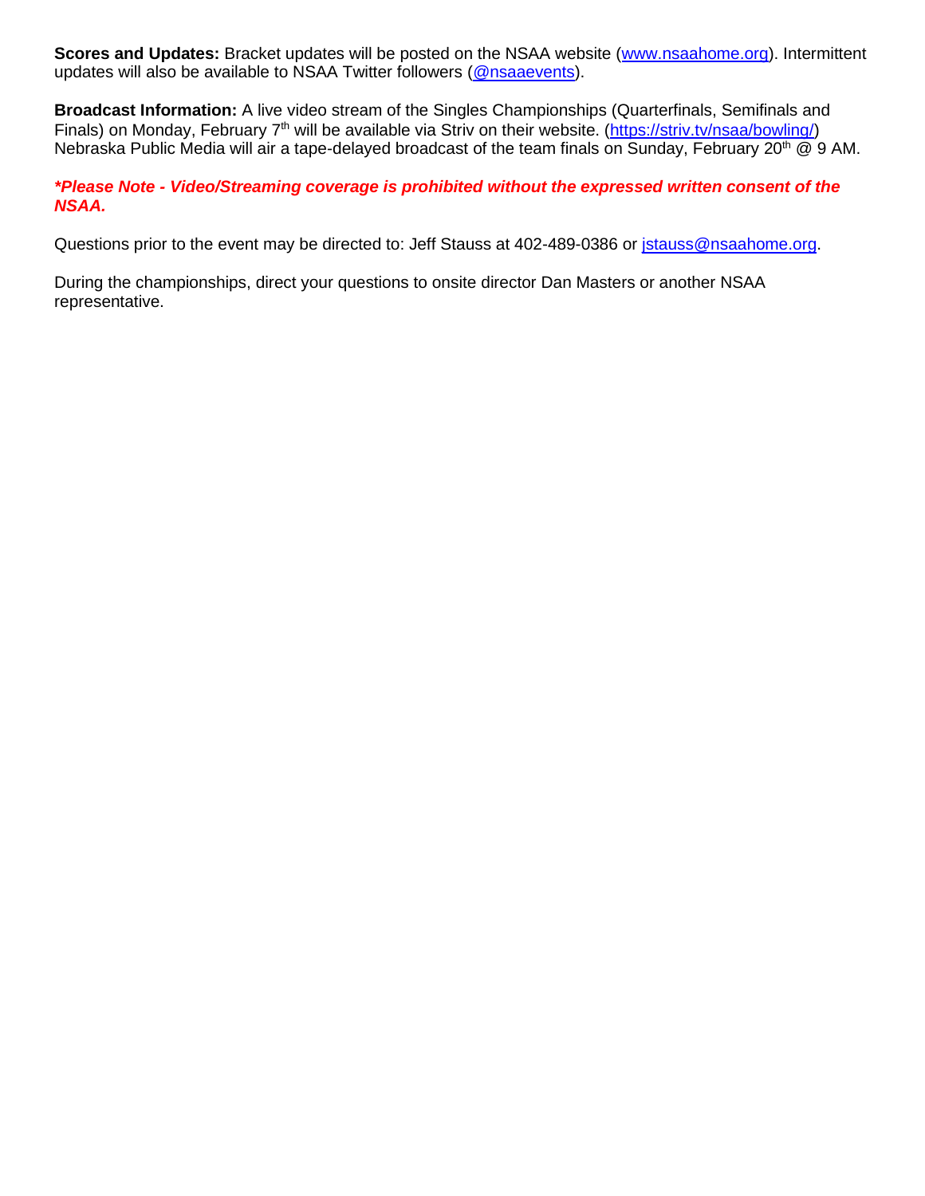**Scores and Updates:** Bracket updates will be posted on the NSAA website (www.nsaahome.org). Intermittent updates will also be available to NSAA Twitter followers (@nsaaevents).

**Broadcast Information:** A live video stream of the Singles Championships (Quarterfinals, Semifinals and Finals) on Monday, February 7th will be available via Striv on their website. (https://striv.tv/nsaa/bowling/) Nebraska Public Media will air a tape-delayed broadcast of the team finals on Sunday, February 20th @ 9 AM.

***\*Please Note - Video/Streaming coverage is prohibited without the expressed written consent of the NSAA.***

Questions prior to the event may be directed to: Jeff Stauss at 402-489-0386 or jstauss@nsaahome.org.

During the championships, direct your questions to onsite director Dan Masters or another NSAA representative.